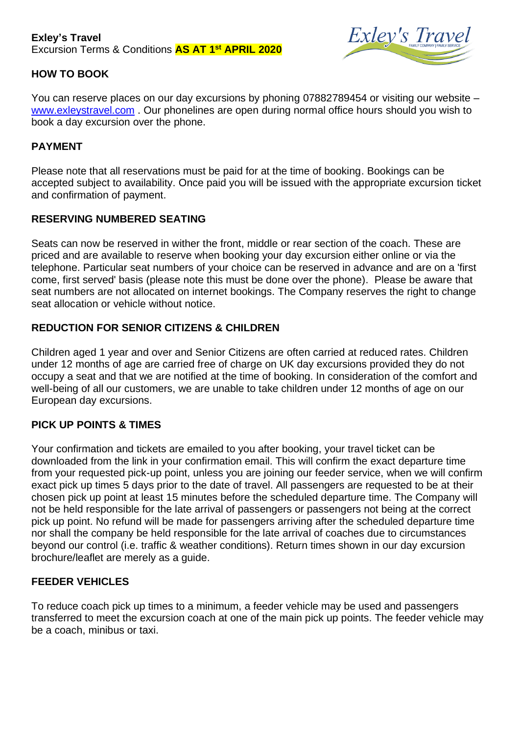**Exley's Travel**
Excursion Terms & Conditions **AS AT 1st APRIL 2020**

## HOW TO BOOK

You can reserve places on our day excursions by phoning 07882789454 or visiting our website – www.exleystravel.com . Our phonelines are open during normal office hours should you wish to book a day excursion over the phone.

## PAYMENT

Please note that all reservations must be paid for at the time of booking. Bookings can be accepted subject to availability. Once paid you will be issued with the appropriate excursion ticket and confirmation of payment.

## RESERVING NUMBERED SEATING

Seats can now be reserved in wither the front, middle or rear section of the coach. These are priced and are available to reserve when booking your day excursion either online or via the telephone. Particular seat numbers of your choice can be reserved in advance and are on a 'first come, first served' basis (please note this must be done over the phone). Please be aware that seat numbers are not allocated on internet bookings. The Company reserves the right to change seat allocation or vehicle without notice.

## REDUCTION FOR SENIOR CITIZENS & CHILDREN

Children aged 1 year and over and Senior Citizens are often carried at reduced rates. Children under 12 months of age are carried free of charge on UK day excursions provided they do not occupy a seat and that we are notified at the time of booking. In consideration of the comfort and well-being of all our customers, we are unable to take children under 12 months of age on our European day excursions.

## PICK UP POINTS & TIMES

Your confirmation and tickets are emailed to you after booking, your travel ticket can be downloaded from the link in your confirmation email. This will confirm the exact departure time from your requested pick-up point, unless you are joining our feeder service, when we will confirm exact pick up times 5 days prior to the date of travel. All passengers are requested to be at their chosen pick up point at least 15 minutes before the scheduled departure time. The Company will not be held responsible for the late arrival of passengers or passengers not being at the correct pick up point. No refund will be made for passengers arriving after the scheduled departure time nor shall the company be held responsible for the late arrival of coaches due to circumstances beyond our control (i.e. traffic & weather conditions). Return times shown in our day excursion brochure/leaflet are merely as a guide.

## FEEDER VEHICLES

To reduce coach pick up times to a minimum, a feeder vehicle may be used and passengers transferred to meet the excursion coach at one of the main pick up points. The feeder vehicle may be a coach, minibus or taxi.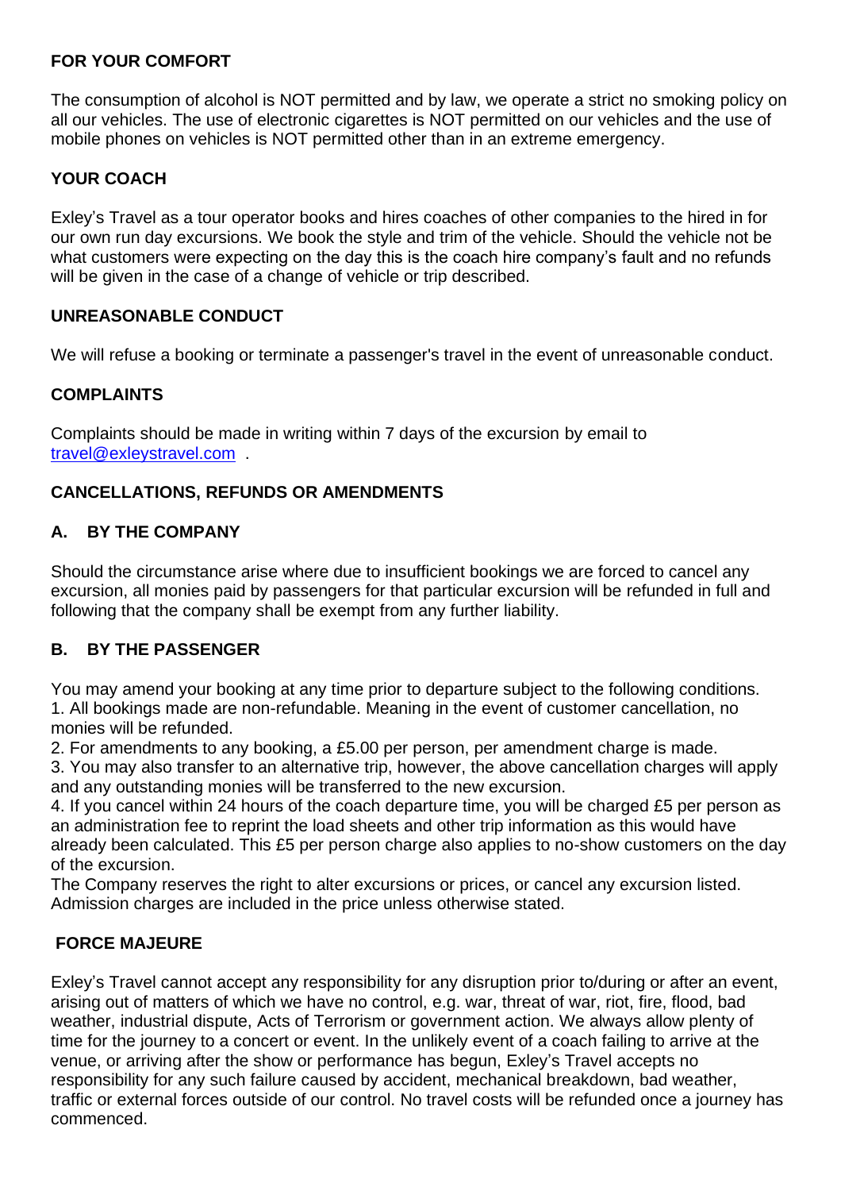## FOR YOUR COMFORT

The consumption of alcohol is NOT permitted and by law, we operate a strict no smoking policy on all our vehicles. The use of electronic cigarettes is NOT permitted on our vehicles and the use of mobile phones on vehicles is NOT permitted other than in an extreme emergency.

## YOUR COACH

Exley's Travel as a tour operator books and hires coaches of other companies to the hired in for our own run day excursions. We book the style and trim of the vehicle. Should the vehicle not be what customers were expecting on the day this is the coach hire company's fault and no refunds will be given in the case of a change of vehicle or trip described.

## UNREASONABLE CONDUCT

We will refuse a booking or terminate a passenger's travel in the event of unreasonable conduct.

## COMPLAINTS

Complaints should be made in writing within 7 days of the excursion by email to [travel@exleystravel.com](mailto:travel@exleystravel.com) .

## CANCELLATIONS, REFUNDS OR AMENDMENTS

### A. BY THE COMPANY

Should the circumstance arise where due to insufficient bookings we are forced to cancel any excursion, all monies paid by passengers for that particular excursion will be refunded in full and following that the company shall be exempt from any further liability.

### B. BY THE PASSENGER

You may amend your booking at any time prior to departure subject to the following conditions.

1. All bookings made are non-refundable. Meaning in the event of customer cancellation, no monies will be refunded.
2. For amendments to any booking, a £5.00 per person, per amendment charge is made.
3. You may also transfer to an alternative trip, however, the above cancellation charges will apply and any outstanding monies will be transferred to the new excursion.
4. If you cancel within 24 hours of the coach departure time, you will be charged £5 per person as an administration fee to reprint the load sheets and other trip information as this would have already been calculated. This £5 per person charge also applies to no-show customers on the day of the excursion.

The Company reserves the right to alter excursions or prices, or cancel any excursion listed. Admission charges are included in the price unless otherwise stated.

## FORCE MAJEURE

Exley's Travel cannot accept any responsibility for any disruption prior to/during or after an event, arising out of matters of which we have no control, e.g. war, threat of war, riot, fire, flood, bad weather, industrial dispute, Acts of Terrorism or government action. We always allow plenty of time for the journey to a concert or event. In the unlikely event of a coach failing to arrive at the venue, or arriving after the show or performance has begun, Exley's Travel accepts no responsibility for any such failure caused by accident, mechanical breakdown, bad weather, traffic or external forces outside of our control. No travel costs will be refunded once a journey has commenced.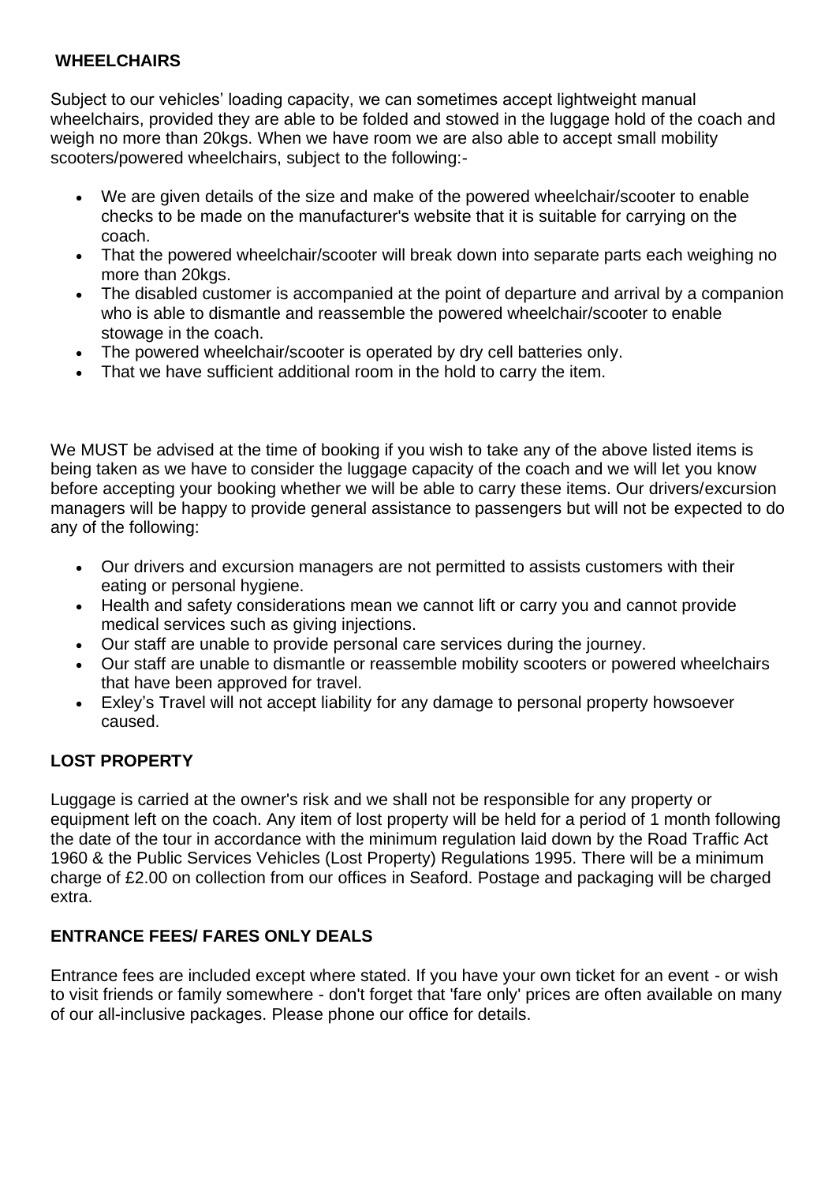## WHEELCHAIRS

Subject to our vehicles' loading capacity, we can sometimes accept lightweight manual wheelchairs, provided they are able to be folded and stowed in the luggage hold of the coach and weigh no more than 20kgs. When we have room we are also able to accept small mobility scooters/powered wheelchairs, subject to the following:-

- We are given details of the size and make of the powered wheelchair/scooter to enable checks to be made on the manufacturer's website that it is suitable for carrying on the coach.
- That the powered wheelchair/scooter will break down into separate parts each weighing no more than 20kgs.
- The disabled customer is accompanied at the point of departure and arrival by a companion who is able to dismantle and reassemble the powered wheelchair/scooter to enable stowage in the coach.
- The powered wheelchair/scooter is operated by dry cell batteries only.
- That we have sufficient additional room in the hold to carry the item.

We MUST be advised at the time of booking if you wish to take any of the above listed items is being taken as we have to consider the luggage capacity of the coach and we will let you know before accepting your booking whether we will be able to carry these items. Our drivers/excursion managers will be happy to provide general assistance to passengers but will not be expected to do any of the following:

- Our drivers and excursion managers are not permitted to assists customers with their eating or personal hygiene.
- Health and safety considerations mean we cannot lift or carry you and cannot provide medical services such as giving injections.
- Our staff are unable to provide personal care services during the journey.
- Our staff are unable to dismantle or reassemble mobility scooters or powered wheelchairs that have been approved for travel.
- Exley's Travel will not accept liability for any damage to personal property howsoever caused.

## LOST PROPERTY

Luggage is carried at the owner's risk and we shall not be responsible for any property or equipment left on the coach. Any item of lost property will be held for a period of 1 month following the date of the tour in accordance with the minimum regulation laid down by the Road Traffic Act 1960 & the Public Services Vehicles (Lost Property) Regulations 1995. There will be a minimum charge of £2.00 on collection from our offices in Seaford. Postage and packaging will be charged extra.

## ENTRANCE FEES/ FARES ONLY DEALS

Entrance fees are included except where stated. If you have your own ticket for an event - or wish to visit friends or family somewhere - don't forget that 'fare only' prices are often available on many of our all-inclusive packages. Please phone our office for details.